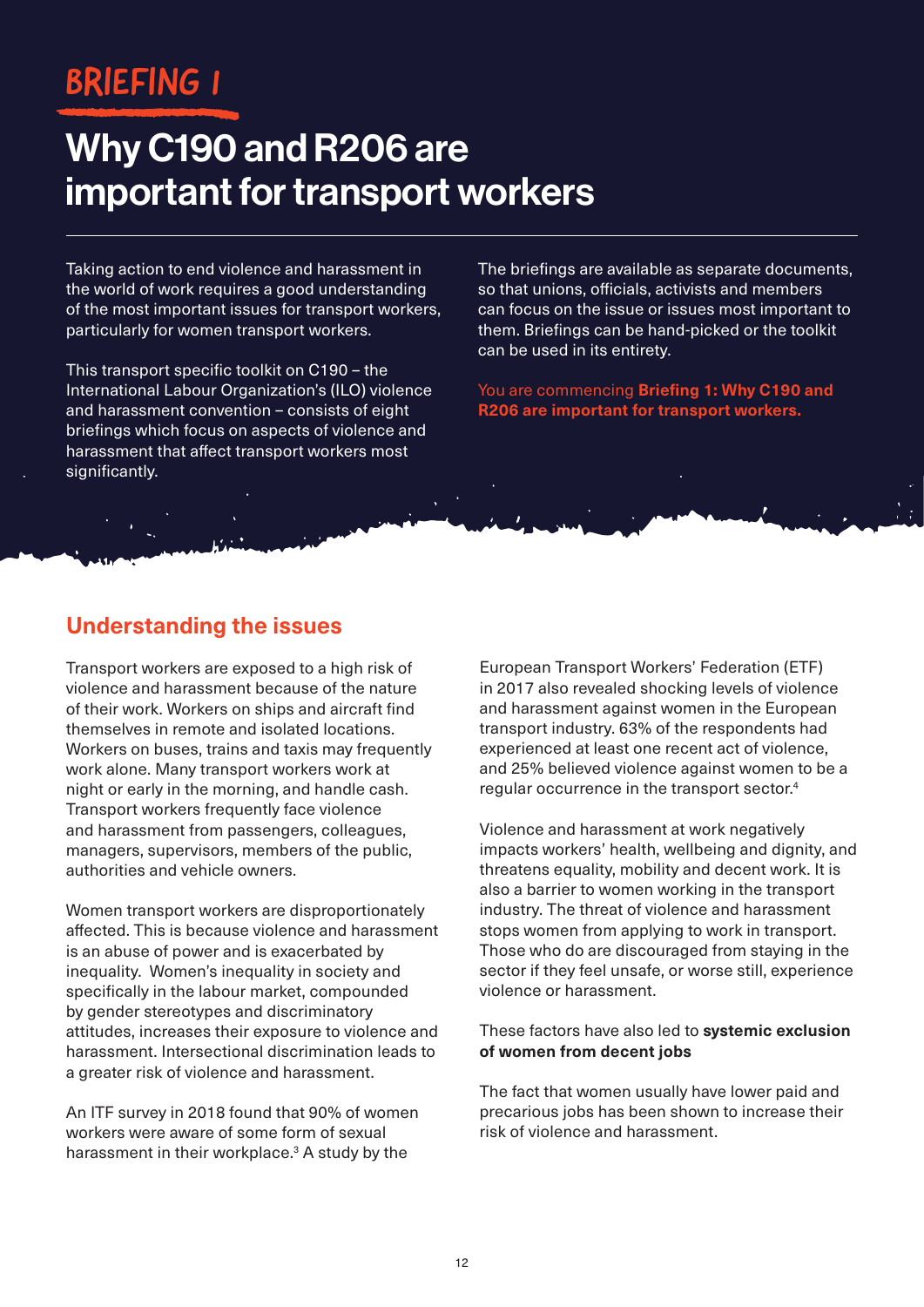# BRIEFING 1

# Why C190 and R206 are important for transport workers

Taking action to end violence and harassment in the world of work requires a good understanding of the most important issues for transport workers, particularly for women transport workers.

This transport specific toolkit on C190 – the International Labour Organization's (ILO) violence and harassment convention – consists of eight briefings which focus on aspects of violence and harassment that affect transport workers most significantly.

The briefings are available as separate documents, so that unions, officials, activists and members can focus on the issue or issues most important to them. Briefings can be hand-picked or the toolkit can be used in its entirety.

You are commencing **Briefing 1: Why C190 and R206 are important for transport workers.**

## Understanding the issues

Transport workers are exposed to a high risk of violence and harassment because of the nature of their work. Workers on ships and aircraft find themselves in remote and isolated locations. Workers on buses, trains and taxis may frequently work alone. Many transport workers work at night or early in the morning, and handle cash. Transport workers frequently face violence and harassment from passengers, colleagues, managers, supervisors, members of the public, authorities and vehicle owners.

Women transport workers are disproportionately affected. This is because violence and harassment is an abuse of power and is exacerbated by inequality. Women's inequality in society and specifically in the labour market, compounded by gender stereotypes and discriminatory attitudes, increases their exposure to violence and harassment. Intersectional discrimination leads to a greater risk of violence and harassment.

An ITF survey in 2018 found that 90% of women workers were aware of some form of sexual harassment in their workplace.[3] A study by the European Transport Workers' Federation (ETF) in 2017 also revealed shocking levels of violence and harassment against women in the European transport industry. 63% of the respondents had experienced at least one recent act of violence, and 25% believed violence against women to be a regular occurrence in the transport sector.[4]

Violence and harassment at work negatively impacts workers' health, wellbeing and dignity, and threatens equality, mobility and decent work. It is also a barrier to women working in the transport industry. The threat of violence and harassment stops women from applying to work in transport. Those who do are discouraged from staying in the sector if they feel unsafe, or worse still, experience violence or harassment.

These factors have also led to **systemic exclusion of women from decent jobs**

The fact that women usually have lower paid and precarious jobs has been shown to increase their risk of violence and harassment.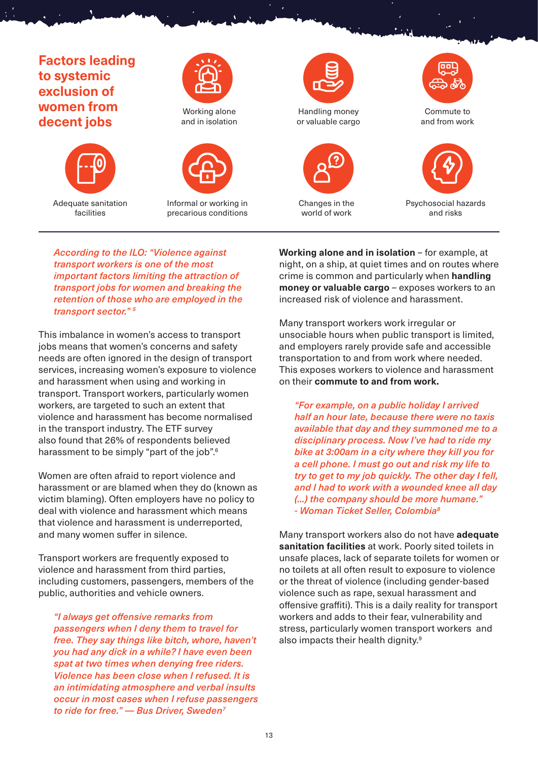## Factors leading to systemic exclusion of women from decent jobs

- Working alone and in isolation
- Handling money or valuable cargo
- Commute to and from work
- Adequate sanitation facilities
- Informal or working in precarious conditions
- Changes in the world of work
- Psychosocial hazards and risks

*According to the ILO: "Violence against transport workers is one of the most important factors limiting the attraction of transport jobs for women and breaking the retention of those who are employed in the transport sector."* [5]

This imbalance in women's access to transport jobs means that women's concerns and safety needs are often ignored in the design of transport services, increasing women's exposure to violence and harassment when using and working in transport. Transport workers, particularly women workers, are targeted to such an extent that violence and harassment has become normalised in the transport industry. The ETF survey also found that 26% of respondents believed harassment to be simply "part of the job".[6]

Women are often afraid to report violence and harassment or are blamed when they do (known as victim blaming). Often employers have no policy to deal with violence and harassment which means that violence and harassment is underreported, and many women suffer in silence.

Transport workers are frequently exposed to violence and harassment from third parties, including customers, passengers, members of the public, authorities and vehicle owners.

> *"I always get offensive remarks from passengers when I deny them to travel for free. They say things like bitch, whore, haven't you had any dick in a while? I have even been spat at two times when denying free riders. Violence has been close when I refused. It is an intimidating atmosphere and verbal insults occur in most cases when I refuse passengers to ride for free." — Bus Driver, Sweden*[7]

**Working alone and in isolation** – for example, at night, on a ship, at quiet times and on routes where crime is common and particularly when **handling money or valuable cargo** – exposes workers to an increased risk of violence and harassment.

Many transport workers work irregular or unsociable hours when public transport is limited, and employers rarely provide safe and accessible transportation to and from work where needed. This exposes workers to violence and harassment on their **commute to and from work.**

> *"For example, on a public holiday I arrived half an hour late, because there were no taxis available that day and they summoned me to a disciplinary process. Now I've had to ride my bike at 3:00am in a city where they kill you for a cell phone. I must go out and risk my life to try to get to my job quickly. The other day I fell, and I had to work with a wounded knee all day (...) the company should be more humane." - Woman Ticket Seller, Colombia*[8]

Many transport workers also do not have **adequate sanitation facilities** at work. Poorly sited toilets in unsafe places, lack of separate toilets for women or no toilets at all often result to exposure to violence or the threat of violence (including gender-based violence such as rape, sexual harassment and offensive graffiti). This is a daily reality for transport workers and adds to their fear, vulnerability and stress, particularly women transport workers and also impacts their health dignity.[9]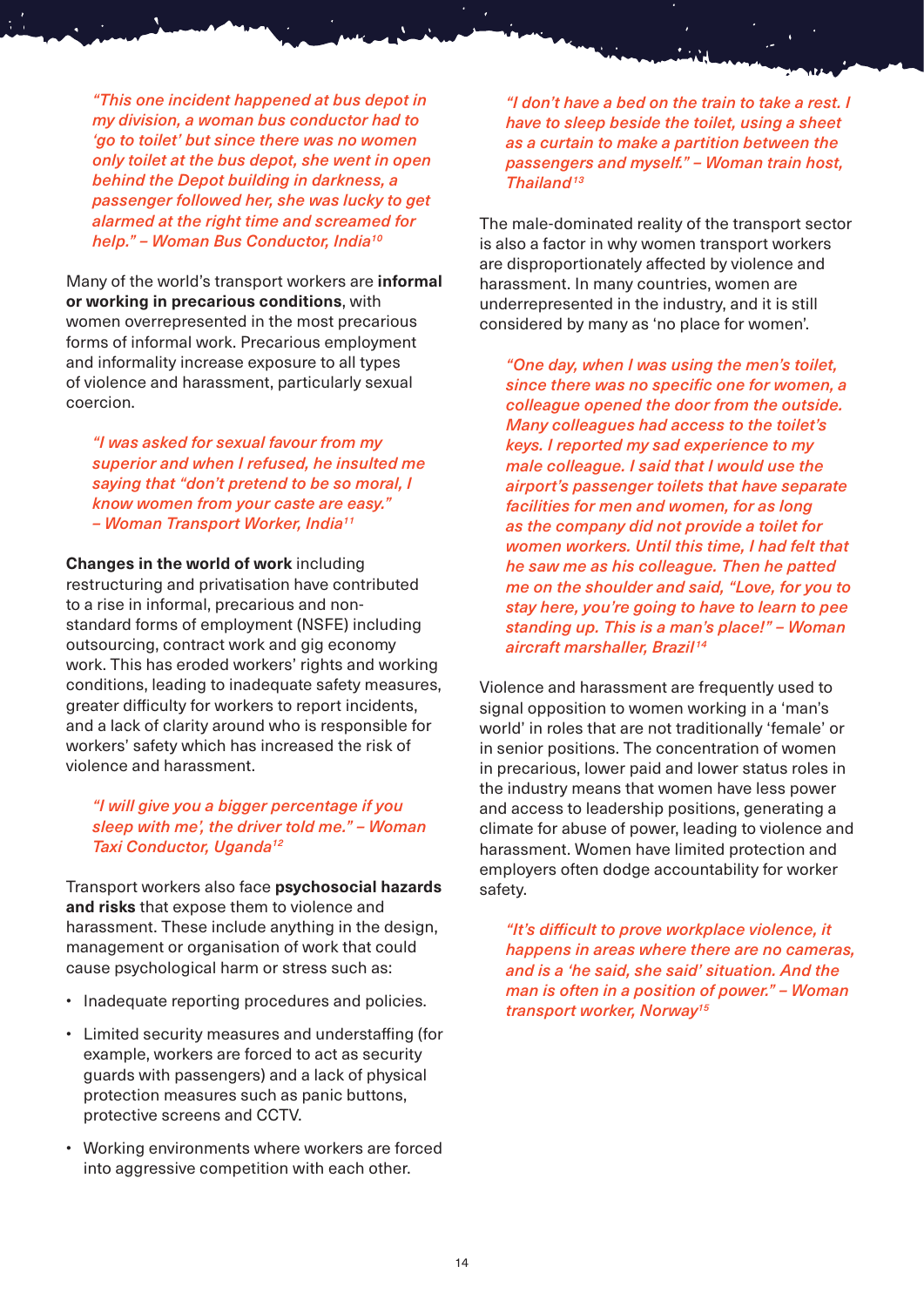*"This one incident happened at bus depot in my division, a woman bus conductor had to 'go to toilet' but since there was no women only toilet at the bus depot, she went in open behind the Depot building in darkness, a passenger followed her, she was lucky to get alarmed at the right time and screamed for help." – Woman Bus Conductor, India*[10]

Many of the world's transport workers are **informal or working in precarious conditions**, with women overrepresented in the most precarious forms of informal work. Precarious employment and informality increase exposure to all types of violence and harassment, particularly sexual coercion.

*"I was asked for sexual favour from my superior and when I refused, he insulted me saying that "don't pretend to be so moral, I know women from your caste are easy." – Woman Transport Worker, India*[11]

**Changes in the world of work** including restructuring and privatisation have contributed to a rise in informal, precarious and non-standard forms of employment (NSFE) including outsourcing, contract work and gig economy work. This has eroded workers' rights and working conditions, leading to inadequate safety measures, greater difficulty for workers to report incidents, and a lack of clarity around who is responsible for workers' safety which has increased the risk of violence and harassment.

*"I will give you a bigger percentage if you sleep with me', the driver told me." – Woman Taxi Conductor, Uganda*[12]

Transport workers also face **psychosocial hazards and risks** that expose them to violence and harassment. These include anything in the design, management or organisation of work that could cause psychological harm or stress such as:

- Inadequate reporting procedures and policies.
- Limited security measures and understaffing (for example, workers are forced to act as security guards with passengers) and a lack of physical protection measures such as panic buttons, protective screens and CCTV.
- Working environments where workers are forced into aggressive competition with each other.

*"I don't have a bed on the train to take a rest. I have to sleep beside the toilet, using a sheet as a curtain to make a partition between the passengers and myself." – Woman train host, Thailand*[13]

The male-dominated reality of the transport sector is also a factor in why women transport workers are disproportionately affected by violence and harassment. In many countries, women are underrepresented in the industry, and it is still considered by many as 'no place for women'.

*"One day, when I was using the men's toilet, since there was no specific one for women, a colleague opened the door from the outside. Many colleagues had access to the toilet's keys. I reported my sad experience to my male colleague. I said that I would use the airport's passenger toilets that have separate facilities for men and women, for as long as the company did not provide a toilet for women workers. Until this time, I had felt that he saw me as his colleague. Then he patted me on the shoulder and said, "Love, for you to stay here, you're going to have to learn to pee standing up. This is a man's place!" – Woman aircraft marshaller, Brazil*[14]

Violence and harassment are frequently used to signal opposition to women working in a 'man's world' in roles that are not traditionally 'female' or in senior positions. The concentration of women in precarious, lower paid and lower status roles in the industry means that women have less power and access to leadership positions, generating a climate for abuse of power, leading to violence and harassment. Women have limited protection and employers often dodge accountability for worker safety.

*"It's difficult to prove workplace violence, it happens in areas where there are no cameras, and is a 'he said, she said' situation. And the man is often in a position of power." – Woman transport worker, Norway*[15]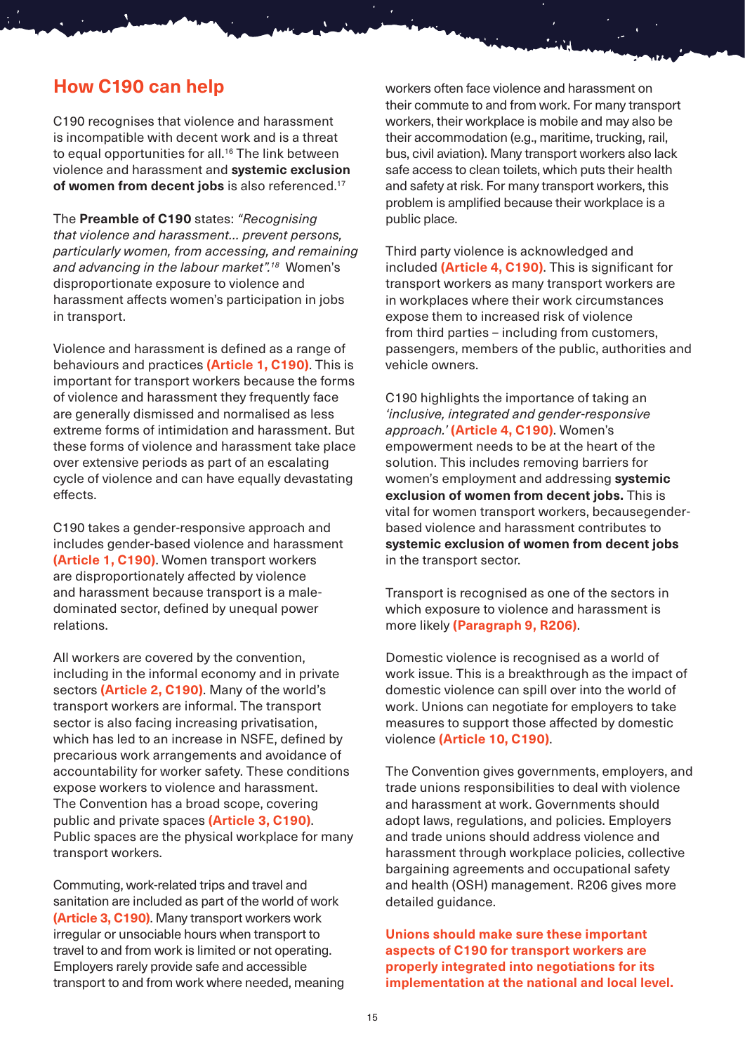## How C190 can help

C190 recognises that violence and harassment is incompatible with decent work and is a threat to equal opportunities for all.[16] The link between violence and harassment and **systemic exclusion of women from decent jobs** is also referenced.[17]

The **Preamble of C190** states: *"Recognising that violence and harassment... prevent persons, particularly women, from accessing, and remaining and advancing in the labour market".*[18] Women's disproportionate exposure to violence and harassment affects women's participation in jobs in transport.

Violence and harassment is defined as a range of behaviours and practices **(Article 1, C190)**. This is important for transport workers because the forms of violence and harassment they frequently face are generally dismissed and normalised as less extreme forms of intimidation and harassment. But these forms of violence and harassment take place over extensive periods as part of an escalating cycle of violence and can have equally devastating effects.

C190 takes a gender-responsive approach and includes gender-based violence and harassment **(Article 1, C190)**. Women transport workers are disproportionately affected by violence and harassment because transport is a male-dominated sector, defined by unequal power relations.

All workers are covered by the convention, including in the informal economy and in private sectors **(Article 2, C190)**. Many of the world's transport workers are informal. The transport sector is also facing increasing privatisation, which has led to an increase in NSFE, defined by precarious work arrangements and avoidance of accountability for worker safety. These conditions expose workers to violence and harassment. The Convention has a broad scope, covering public and private spaces **(Article 3, C190)**. Public spaces are the physical workplace for many transport workers.

Commuting, work-related trips and travel and sanitation are included as part of the world of work **(Article 3, C190)**. Many transport workers work irregular or unsociable hours when transport to travel to and from work is limited or not operating. Employers rarely provide safe and accessible transport to and from work where needed, meaning workers often face violence and harassment on their commute to and from work. For many transport workers, their workplace is mobile and may also be their accommodation (e.g., maritime, trucking, rail, bus, civil aviation). Many transport workers also lack safe access to clean toilets, which puts their health and safety at risk. For many transport workers, this problem is amplified because their workplace is a public place.

Third party violence is acknowledged and included **(Article 4, C190)**. This is significant for transport workers as many transport workers are in workplaces where their work circumstances expose them to increased risk of violence from third parties – including from customers, passengers, members of the public, authorities and vehicle owners.

C190 highlights the importance of taking an *'inclusive, integrated and gender-responsive approach.'* **(Article 4, C190)**. Women's empowerment needs to be at the heart of the solution. This includes removing barriers for women's employment and addressing **systemic exclusion of women from decent jobs.** This is vital for women transport workers, becausegender-based violence and harassment contributes to **systemic exclusion of women from decent jobs** in the transport sector.

Transport is recognised as one of the sectors in which exposure to violence and harassment is more likely **(Paragraph 9, R206)**.

Domestic violence is recognised as a world of work issue. This is a breakthrough as the impact of domestic violence can spill over into the world of work. Unions can negotiate for employers to take measures to support those affected by domestic violence **(Article 10, C190)**.

The Convention gives governments, employers, and trade unions responsibilities to deal with violence and harassment at work. Governments should adopt laws, regulations, and policies. Employers and trade unions should address violence and harassment through workplace policies, collective bargaining agreements and occupational safety and health (OSH) management. R206 gives more detailed guidance.

**Unions should make sure these important aspects of C190 for transport workers are properly integrated into negotiations for its implementation at the national and local level.**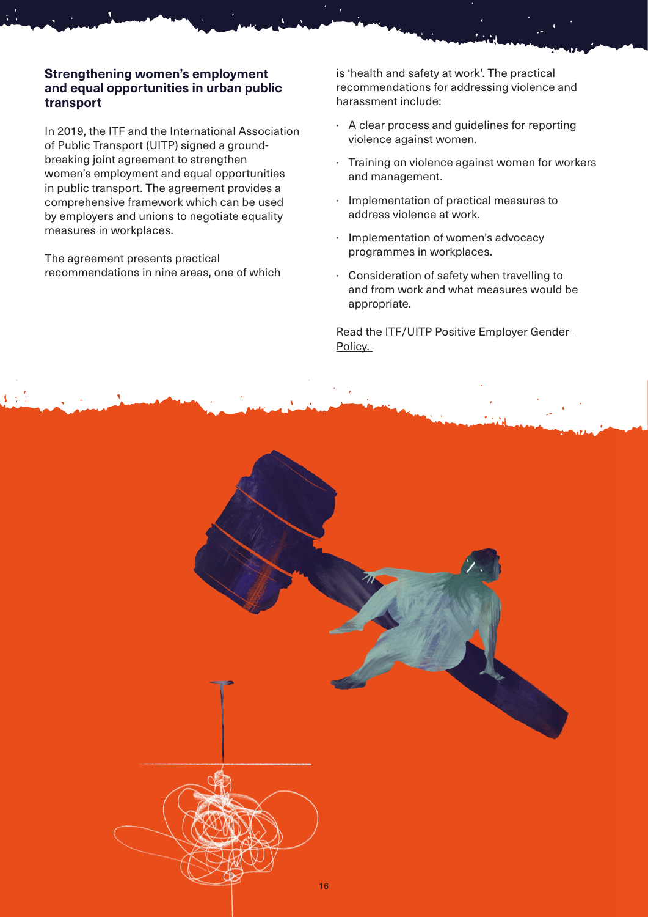### Strengthening women's employment and equal opportunities in urban public transport

In 2019, the ITF and the International Association of Public Transport (UITP) signed a ground-breaking joint agreement to strengthen women's employment and equal opportunities in public transport. The agreement provides a comprehensive framework which can be used by employers and unions to negotiate equality measures in workplaces.

The agreement presents practical recommendations in nine areas, one of which is 'health and safety at work'. The practical recommendations for addressing violence and harassment include:

- A clear process and guidelines for reporting violence against women.
- Training on violence against women for workers and management.
- Implementation of practical measures to address violence at work.
- Implementation of women's advocacy programmes in workplaces.
- Consideration of safety when travelling to and from work and what measures would be appropriate.

Read the ITF/UITP Positive Employer Gender Policy.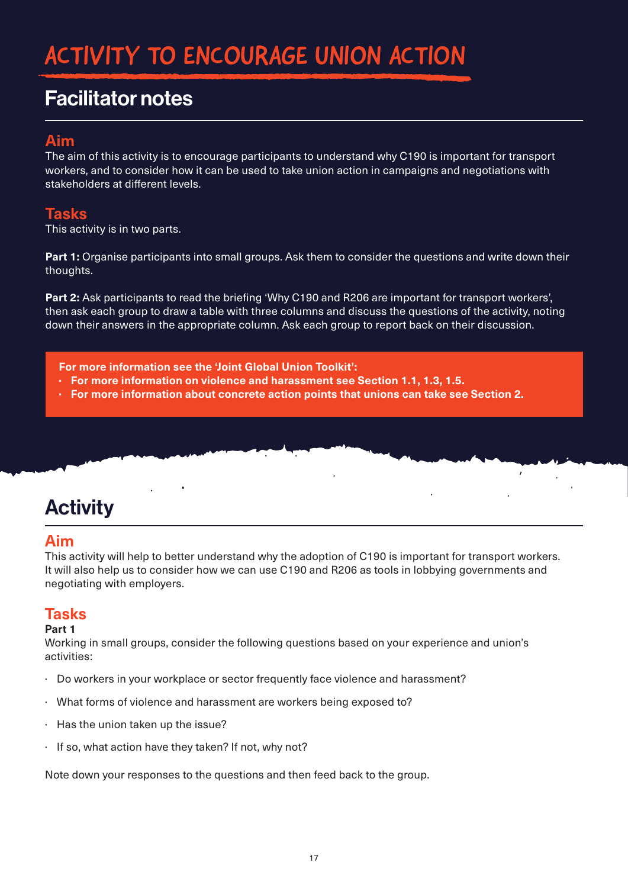# ACTIVITY TO ENCOURAGE UNION ACTION

## Facilitator notes

### Aim

The aim of this activity is to encourage participants to understand why C190 is important for transport workers, and to consider how it can be used to take union action in campaigns and negotiations with stakeholders at different levels.

### Tasks

This activity is in two parts.

**Part 1:** Organise participants into small groups. Ask them to consider the questions and write down their thoughts.

**Part 2:** Ask participants to read the briefing 'Why C190 and R206 are important for transport workers', then ask each group to draw a table with three columns and discuss the questions of the activity, noting down their answers in the appropriate column. Ask each group to report back on their discussion.

**For more information see the 'Joint Global Union Toolkit':**

- **For more information on violence and harassment see Section 1.1, 1.3, 1.5.**
- **For more information about concrete action points that unions can take see Section 2.**

## Activity

### Aim

This activity will help to better understand why the adoption of C190 is important for transport workers. It will also help us to consider how we can use C190 and R206 as tools in lobbying governments and negotiating with employers.

### Tasks

**Part 1**

Working in small groups, consider the following questions based on your experience and union's activities:

- Do workers in your workplace or sector frequently face violence and harassment?
- What forms of violence and harassment are workers being exposed to?
- Has the union taken up the issue?
- If so, what action have they taken? If not, why not?

Note down your responses to the questions and then feed back to the group.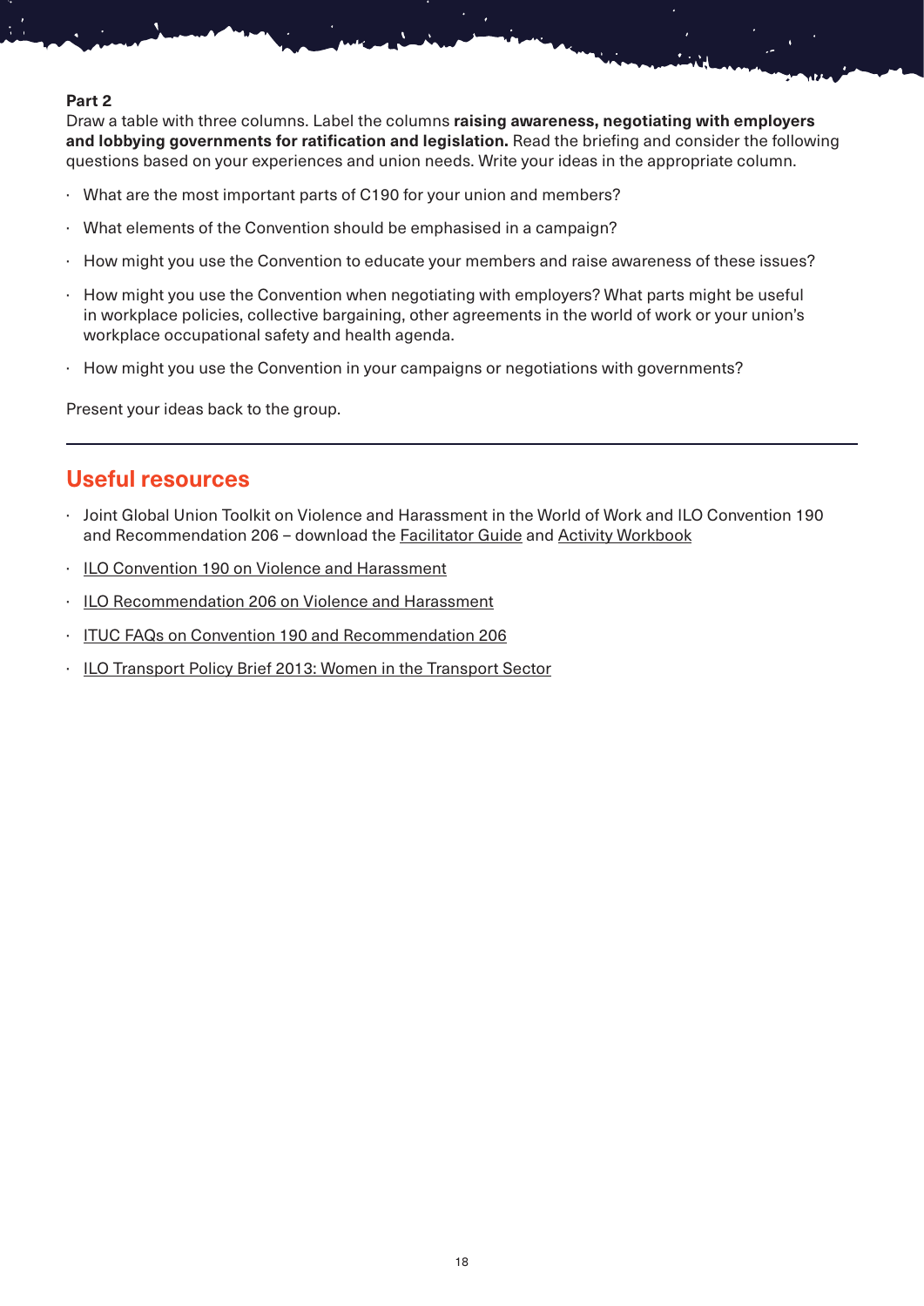**Part 2**

Draw a table with three columns. Label the columns **raising awareness, negotiating with employers and lobbying governments for ratification and legislation.** Read the briefing and consider the following questions based on your experiences and union needs. Write your ideas in the appropriate column.

- What are the most important parts of C190 for your union and members?
- What elements of the Convention should be emphasised in a campaign?
- How might you use the Convention to educate your members and raise awareness of these issues?
- How might you use the Convention when negotiating with employers? What parts might be useful in workplace policies, collective bargaining, other agreements in the world of work or your union's workplace occupational safety and health agenda.
- How might you use the Convention in your campaigns or negotiations with governments?

Present your ideas back to the group.

---

## Useful resources

- Joint Global Union Toolkit on Violence and Harassment in the World of Work and ILO Convention 190 and Recommendation 206 – download the Facilitator Guide and Activity Workbook
- ILO Convention 190 on Violence and Harassment
- ILO Recommendation 206 on Violence and Harassment
- ITUC FAQs on Convention 190 and Recommendation 206
- ILO Transport Policy Brief 2013: Women in the Transport Sector